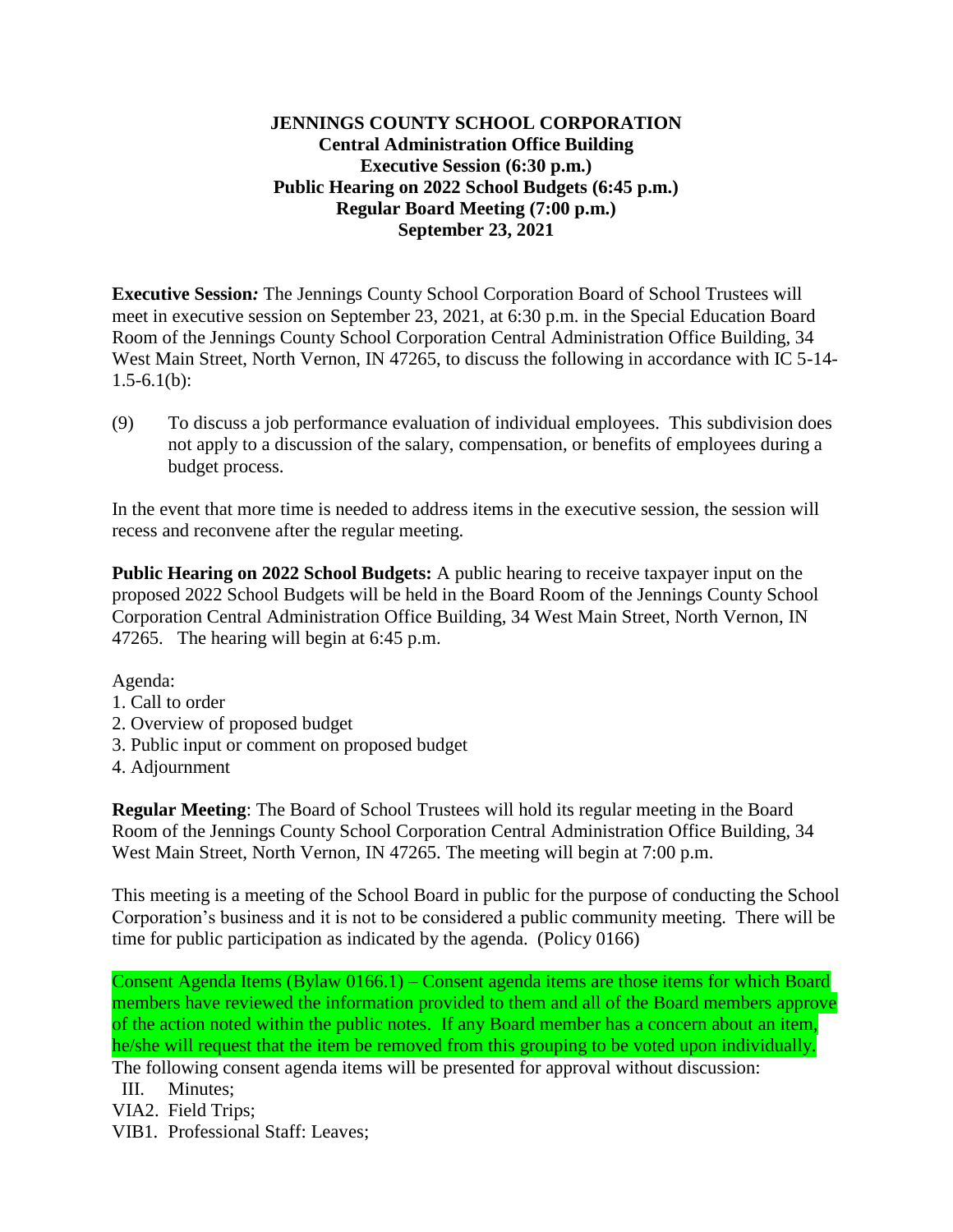**JENNINGS COUNTY SCHOOL CORPORATION**
**Central Administration Office Building**
**Executive Session (6:30 p.m.)**
**Public Hearing on 2022 School Budgets (6:45 p.m.)**
**Regular Board Meeting (7:00 p.m.)**
**September 23, 2021**

**Executive Session***:* The Jennings County School Corporation Board of School Trustees will meet in executive session on September 23, 2021, at 6:30 p.m. in the Special Education Board Room of the Jennings County School Corporation Central Administration Office Building, 34 West Main Street, North Vernon, IN 47265, to discuss the following in accordance with IC 5-14-1.5-6.1(b):

(9) To discuss a job performance evaluation of individual employees. This subdivision does not apply to a discussion of the salary, compensation, or benefits of employees during a budget process.

In the event that more time is needed to address items in the executive session, the session will recess and reconvene after the regular meeting.

**Public Hearing on 2022 School Budgets:** A public hearing to receive taxpayer input on the proposed 2022 School Budgets will be held in the Board Room of the Jennings County School Corporation Central Administration Office Building, 34 West Main Street, North Vernon, IN 47265. The hearing will begin at 6:45 p.m.

Agenda:
1. Call to order
2. Overview of proposed budget
3. Public input or comment on proposed budget
4. Adjournment

**Regular Meeting**: The Board of School Trustees will hold its regular meeting in the Board Room of the Jennings County School Corporation Central Administration Office Building, 34 West Main Street, North Vernon, IN 47265. The meeting will begin at 7:00 p.m.

This meeting is a meeting of the School Board in public for the purpose of conducting the School Corporation's business and it is not to be considered a public community meeting. There will be time for public participation as indicated by the agenda. (Policy 0166)

Consent Agenda Items (Bylaw 0166.1) – Consent agenda items are those items for which Board members have reviewed the information provided to them and all of the Board members approve of the action noted within the public notes. If any Board member has a concern about an item, he/she will request that the item be removed from this grouping to be voted upon individually. The following consent agenda items will be presented for approval without discussion:

III. Minutes;
VIA2. Field Trips;
VIB1. Professional Staff: Leaves;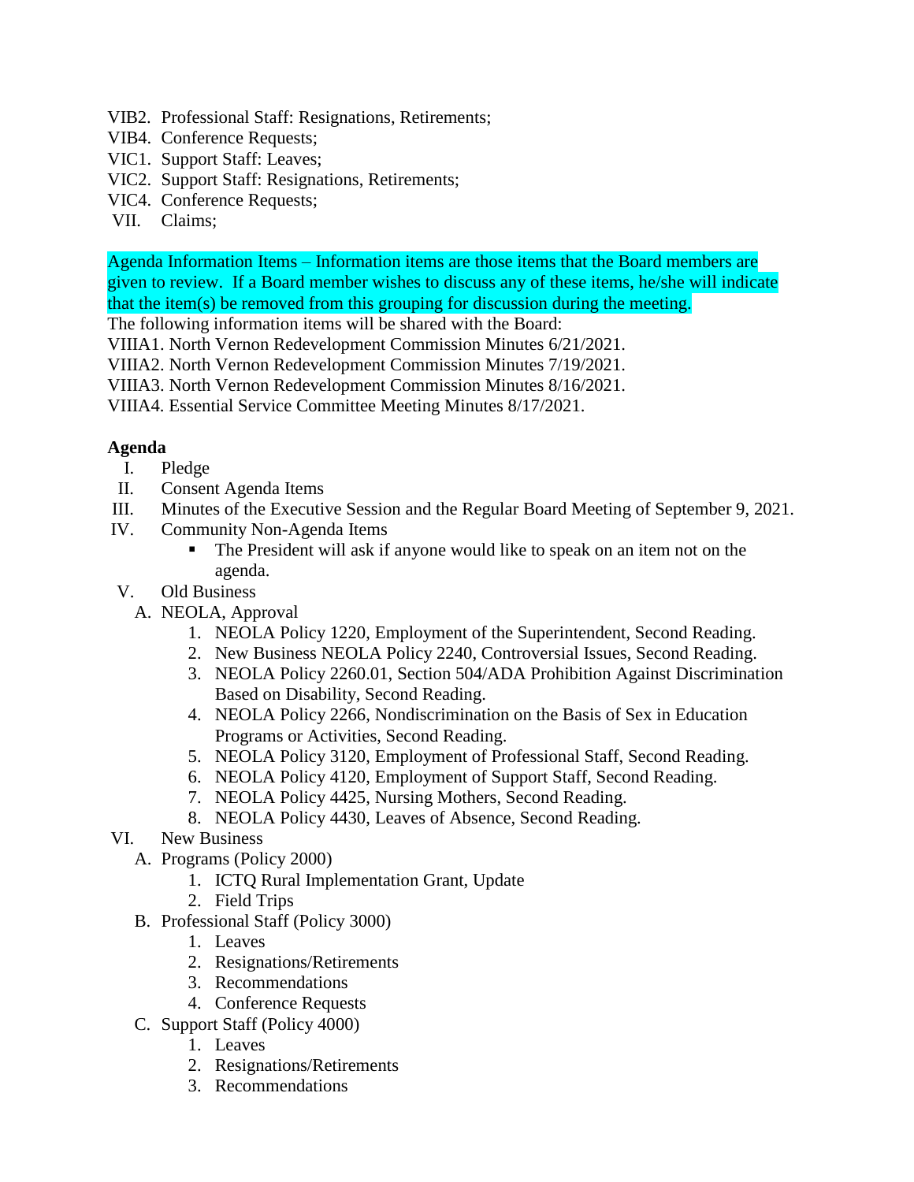VIB2. Professional Staff: Resignations, Retirements;
VIB4. Conference Requests;
VIC1. Support Staff: Leaves;
VIC2. Support Staff: Resignations, Retirements;
VIC4. Conference Requests;
VII. Claims;

Agenda Information Items – Information items are those items that the Board members are given to review. If a Board member wishes to discuss any of these items, he/she will indicate that the item(s) be removed from this grouping for discussion during the meeting.
The following information items will be shared with the Board:
VIIIA1. North Vernon Redevelopment Commission Minutes 6/21/2021.
VIIIA2. North Vernon Redevelopment Commission Minutes 7/19/2021.
VIIIA3. North Vernon Redevelopment Commission Minutes 8/16/2021.
VIIIA4. Essential Service Committee Meeting Minutes 8/17/2021.

**Agenda**

I. Pledge
II. Consent Agenda Items
III. Minutes of the Executive Session and the Regular Board Meeting of September 9, 2021.
IV. Community Non-Agenda Items
   - The President will ask if anyone would like to speak on an item not on the agenda.

V. Old Business
   A. NEOLA, Approval
      1. NEOLA Policy 1220, Employment of the Superintendent, Second Reading.
      2. New Business NEOLA Policy 2240, Controversial Issues, Second Reading.
      3. NEOLA Policy 2260.01, Section 504/ADA Prohibition Against Discrimination Based on Disability, Second Reading.
      4. NEOLA Policy 2266, Nondiscrimination on the Basis of Sex in Education Programs or Activities, Second Reading.
      5. NEOLA Policy 3120, Employment of Professional Staff, Second Reading.
      6. NEOLA Policy 4120, Employment of Support Staff, Second Reading.
      7. NEOLA Policy 4425, Nursing Mothers, Second Reading.
      8. NEOLA Policy 4430, Leaves of Absence, Second Reading.

VI. New Business
   A. Programs (Policy 2000)
      1. ICTQ Rural Implementation Grant, Update
      2. Field Trips
   B. Professional Staff (Policy 3000)
      1. Leaves
      2. Resignations/Retirements
      3. Recommendations
      4. Conference Requests
   C. Support Staff (Policy 4000)
      1. Leaves
      2. Resignations/Retirements
      3. Recommendations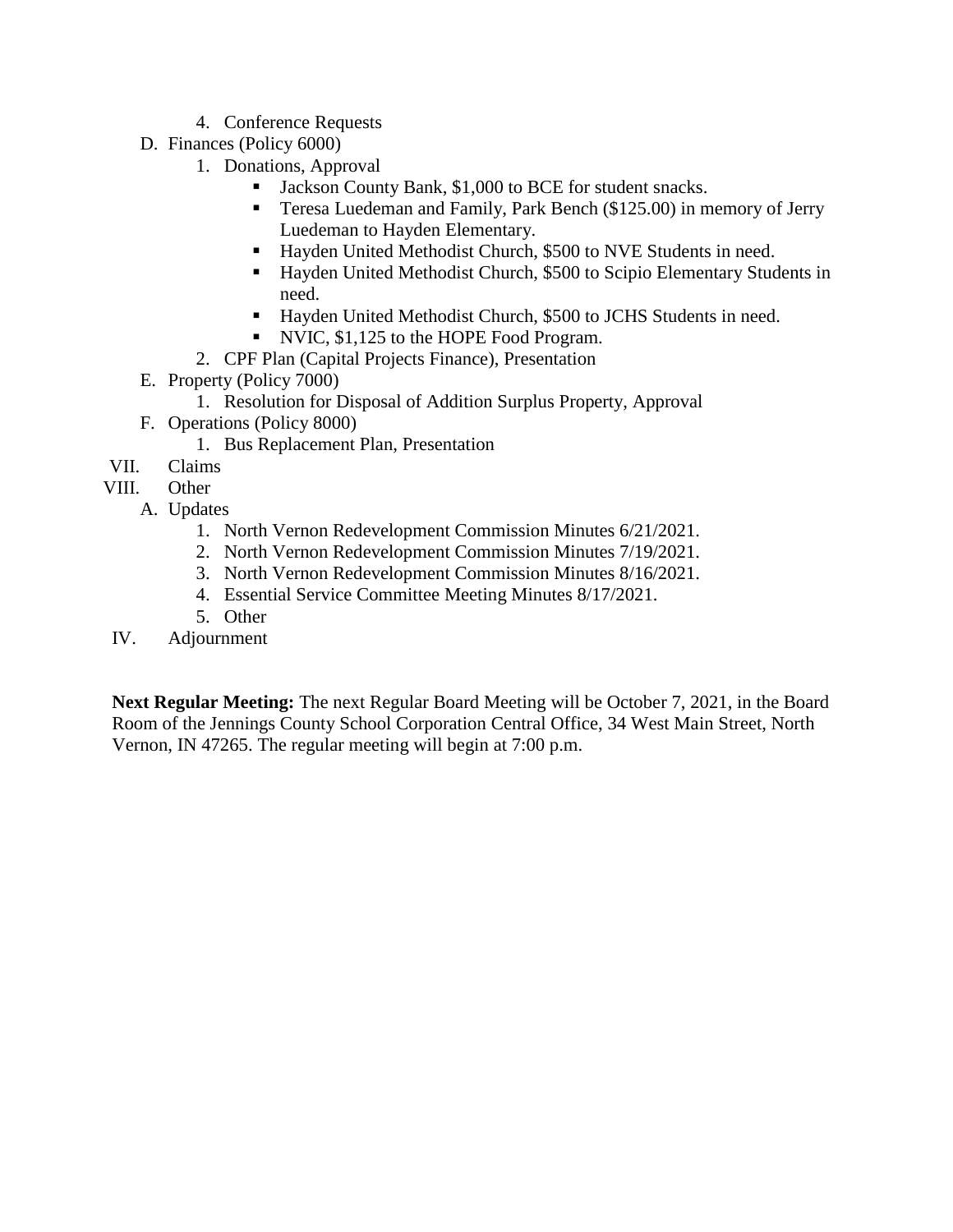4. Conference Requests

D. Finances (Policy 6000)
   1. Donations, Approval
      - Jackson County Bank, $1,000 to BCE for student snacks.
      - Teresa Luedeman and Family, Park Bench ($125.00) in memory of Jerry Luedeman to Hayden Elementary.
      - Hayden United Methodist Church, $500 to NVE Students in need.
      - Hayden United Methodist Church, $500 to Scipio Elementary Students in need.
      - Hayden United Methodist Church, $500 to JCHS Students in need.
      - NVIC, $1,125 to the HOPE Food Program.
   2. CPF Plan (Capital Projects Finance), Presentation

E. Property (Policy 7000)
   1. Resolution for Disposal of Addition Surplus Property, Approval

F. Operations (Policy 8000)
   1. Bus Replacement Plan, Presentation

VII. Claims

VIII. Other

A. Updates
   1. North Vernon Redevelopment Commission Minutes 6/21/2021.
   2. North Vernon Redevelopment Commission Minutes 7/19/2021.
   3. North Vernon Redevelopment Commission Minutes 8/16/2021.
   4. Essential Service Committee Meeting Minutes 8/17/2021.
   5. Other

IV. Adjournment

**Next Regular Meeting:** The next Regular Board Meeting will be October 7, 2021, in the Board Room of the Jennings County School Corporation Central Office, 34 West Main Street, North Vernon, IN 47265. The regular meeting will begin at 7:00 p.m.